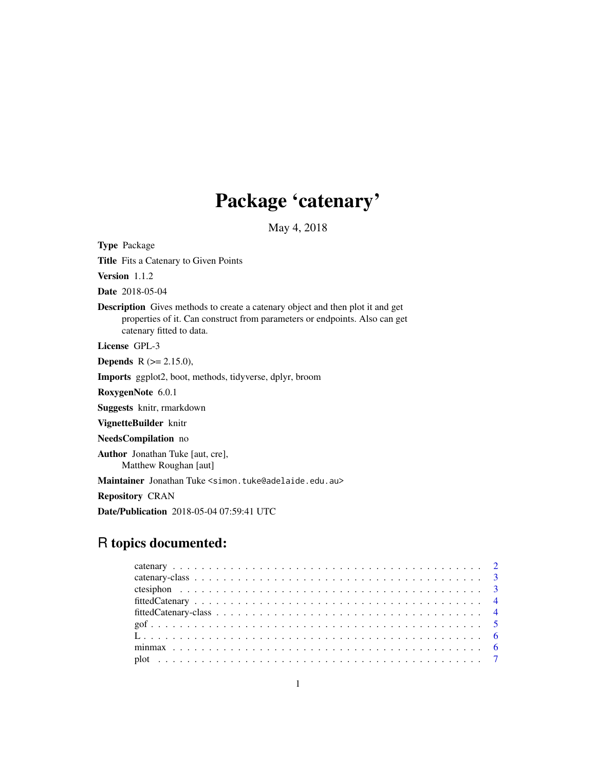# Package 'catenary'

May 4, 2018

**Type** Package

**Title** Fits a Catenary to Given Points

**Version** 1.1.2

**Date** 2018-05-04

**Description** Gives methods to create a catenary object and then plot it and get properties of it. Can construct from parameters or endpoints. Also can get catenary fitted to data.

**License** GPL-3

**Depends** R (>= 2.15.0),

**Imports** ggplot2, boot, methods, tidyverse, dplyr, broom

**RoxygenNote** 6.0.1

**Suggests** knitr, rmarkdown

**VignetteBuilder** knitr

**NeedsCompilation** no

**Author** Jonathan Tuke [aut, cre], Matthew Roughan [aut]

**Maintainer** Jonathan Tuke <simon.tuke@adelaide.edu.au>

**Repository** CRAN

**Date/Publication** 2018-05-04 07:59:41 UTC

## R topics documented:

- catenary . . . . . . . . . . . . . . . . . . . . . . . . . . . . . . . . . . . . . . . . . . . 2
- catenary-class . . . . . . . . . . . . . . . . . . . . . . . . . . . . . . . . . . . . . . . 3
- ctesiphon . . . . . . . . . . . . . . . . . . . . . . . . . . . . . . . . . . . . . . . . . . 3
- fittedCatenary . . . . . . . . . . . . . . . . . . . . . . . . . . . . . . . . . . . . . . . 4
- fittedCatenary-class . . . . . . . . . . . . . . . . . . . . . . . . . . . . . . . . . . . . 4
- gof . . . . . . . . . . . . . . . . . . . . . . . . . . . . . . . . . . . . . . . . . . . . . 5
- L . . . . . . . . . . . . . . . . . . . . . . . . . . . . . . . . . . . . . . . . . . . . . . 6
- minmax . . . . . . . . . . . . . . . . . . . . . . . . . . . . . . . . . . . . . . . . . . 6
- plot . . . . . . . . . . . . . . . . . . . . . . . . . . . . . . . . . . . . . . . . . . . . 7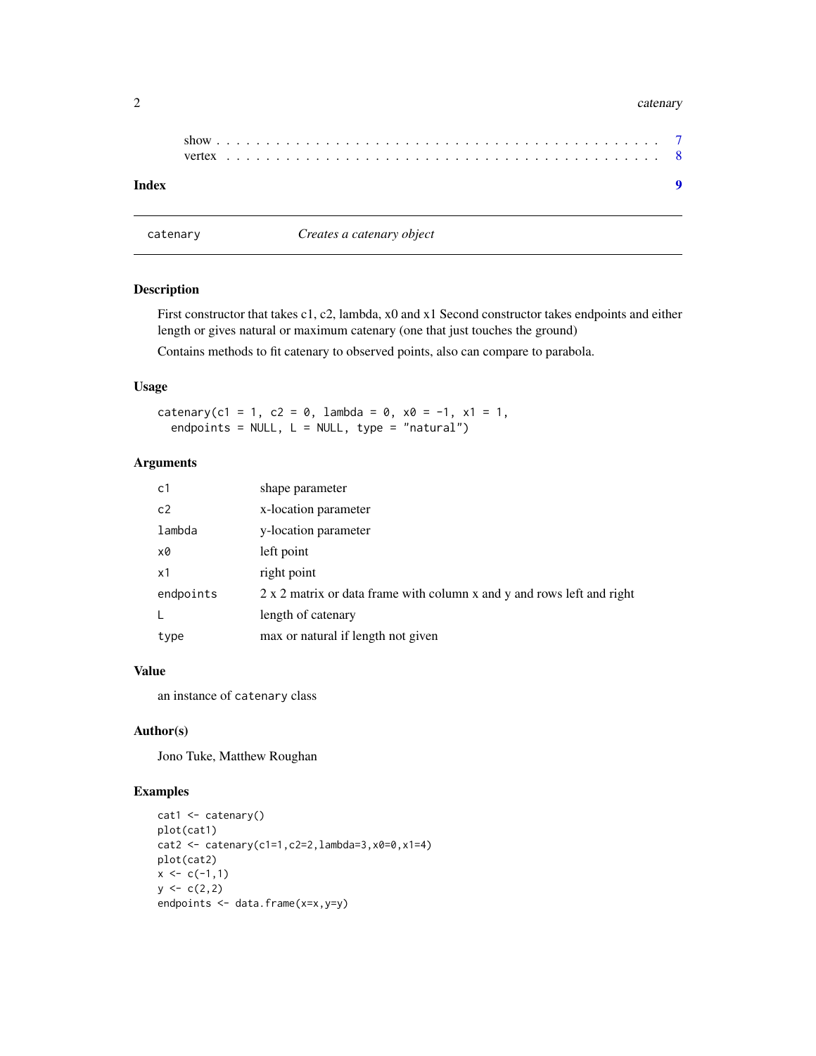show . . . . . . . . . . . . . . . . . . . . . . . . . . . . . . . . . . . . . . . . . 7
vertex . . . . . . . . . . . . . . . . . . . . . . . . . . . . . . . . . . . . . . . . 8

**Index** **9**

---

## catenary — *Creates a catenary object*

---

### Description

First constructor that takes c1, c2, lambda, x0 and x1 Second constructor takes endpoints and either length or gives natural or maximum catenary (one that just touches the ground)

Contains methods to fit catenary to observed points, also can compare to parabola.

### Usage

```
catenary(c1 = 1, c2 = 0, lambda = 0, x0 = -1, x1 = 1,
  endpoints = NULL, L = NULL, type = "natural")
```

### Arguments

| | |
|---|---|
| `c1` | shape parameter |
| `c2` | x-location parameter |
| `lambda` | y-location parameter |
| `x0` | left point |
| `x1` | right point |
| `endpoints` | 2 x 2 matrix or data frame with column x and y and rows left and right |
| `L` | length of catenary |
| `type` | max or natural if length not given |

### Value

an instance of `catenary` class

### Author(s)

Jono Tuke, Matthew Roughan

### Examples

```
cat1 <- catenary()
plot(cat1)
cat2 <- catenary(c1=1,c2=2,lambda=3,x0=0,x1=4)
plot(cat2)
x <- c(-1,1)
y <- c(2,2)
endpoints <- data.frame(x=x,y=y)
```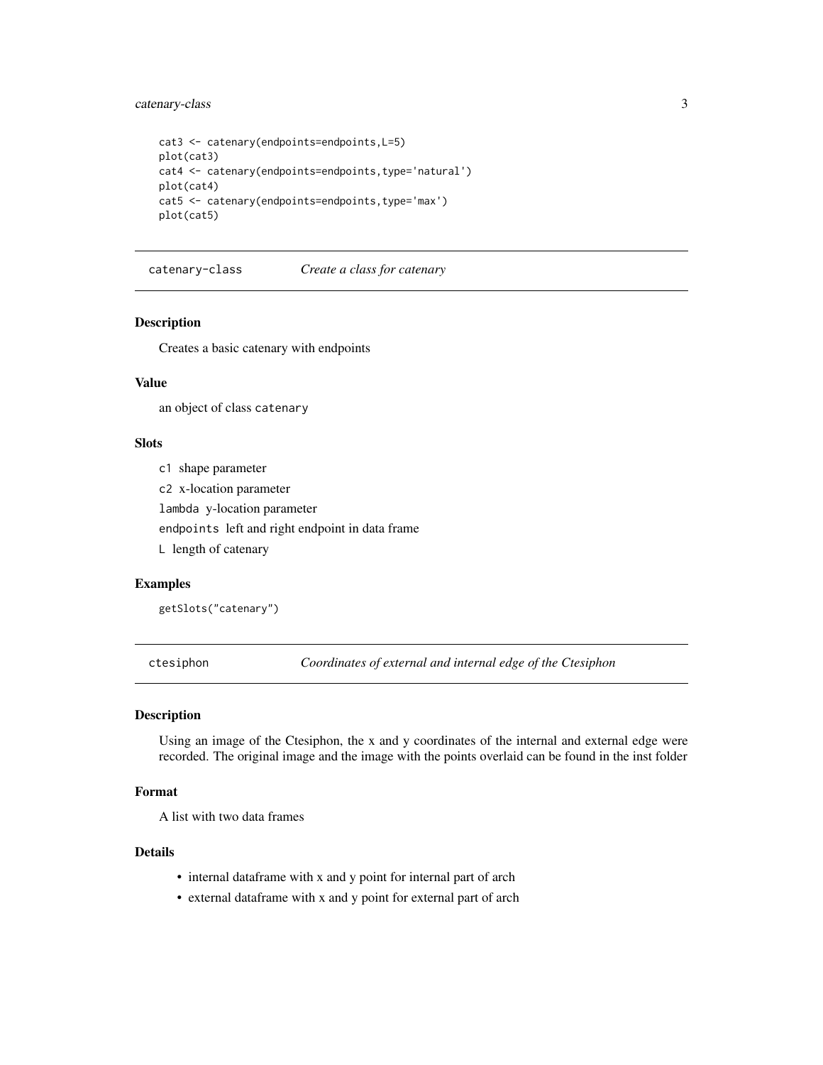```
cat3 <- catenary(endpoints=endpoints,L=5)
plot(cat3)
cat4 <- catenary(endpoints=endpoints,type='natural')
plot(cat4)
cat5 <- catenary(endpoints=endpoints,type='max')
plot(cat5)
```

## catenary-class *Create a class for catenary*

### Description

Creates a basic catenary with endpoints

### Value

an object of class catenary

### Slots

- `c1` shape parameter
- `c2` x-location parameter
- `lambda` y-location parameter
- `endpoints` left and right endpoint in data frame
- `L` length of catenary

### Examples

```
getSlots("catenary")
```

## ctesiphon *Coordinates of external and internal edge of the Ctesiphon*

### Description

Using an image of the Ctesiphon, the x and y coordinates of the internal and external edge were recorded. The original image and the image with the points overlaid can be found in the inst folder

### Format

A list with two data frames

### Details

- internal dataframe with x and y point for internal part of arch
- external dataframe with x and y point for external part of arch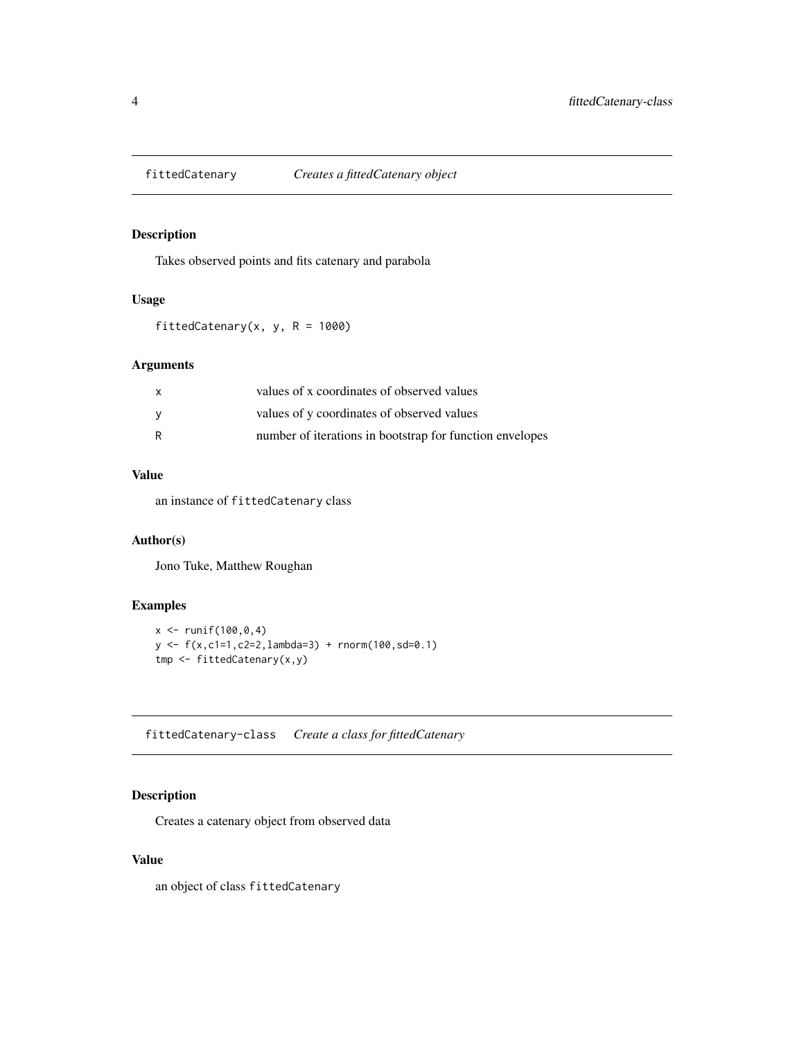## fittedCatenary    *Creates a fittedCatenary object*

### Description

Takes observed points and fits catenary and parabola

### Usage

```
fittedCatenary(x, y, R = 1000)
```

### Arguments

| | |
|---|---|
| x | values of x coordinates of observed values |
| y | values of y coordinates of observed values |
| R | number of iterations in bootstrap for function envelopes |

### Value

an instance of `fittedCatenary` class

### Author(s)

Jono Tuke, Matthew Roughan

### Examples

```
x <- runif(100,0,4)
y <- f(x,c1=1,c2=2,lambda=3) + rnorm(100,sd=0.1)
tmp <- fittedCatenary(x,y)
```

## fittedCatenary-class    *Create a class for fittedCatenary*

### Description

Creates a catenary object from observed data

### Value

an object of class `fittedCatenary`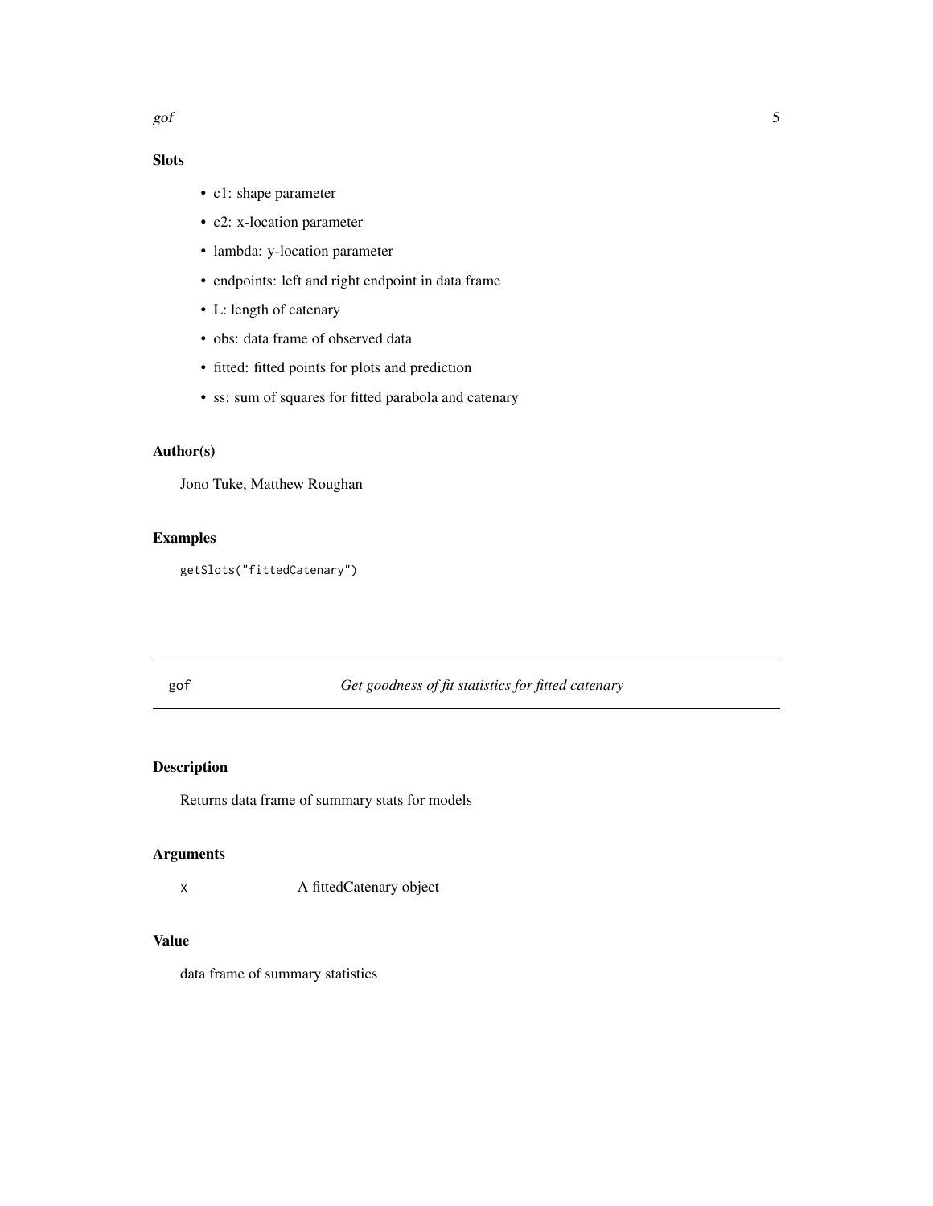## Slots

- c1: shape parameter
- c2: x-location parameter
- lambda: y-location parameter
- endpoints: left and right endpoint in data frame
- L: length of catenary
- obs: data frame of observed data
- fitted: fitted points for plots and prediction
- ss: sum of squares for fitted parabola and catenary

## Author(s)

Jono Tuke, Matthew Roughan

## Examples

```
getSlots("fittedCatenary")
```

---

# gof — *Get goodness of fit statistics for fitted catenary*

---

## Description

Returns data frame of summary stats for models

## Arguments

| | |
|---|---|
| x | A fittedCatenary object |

## Value

data frame of summary statistics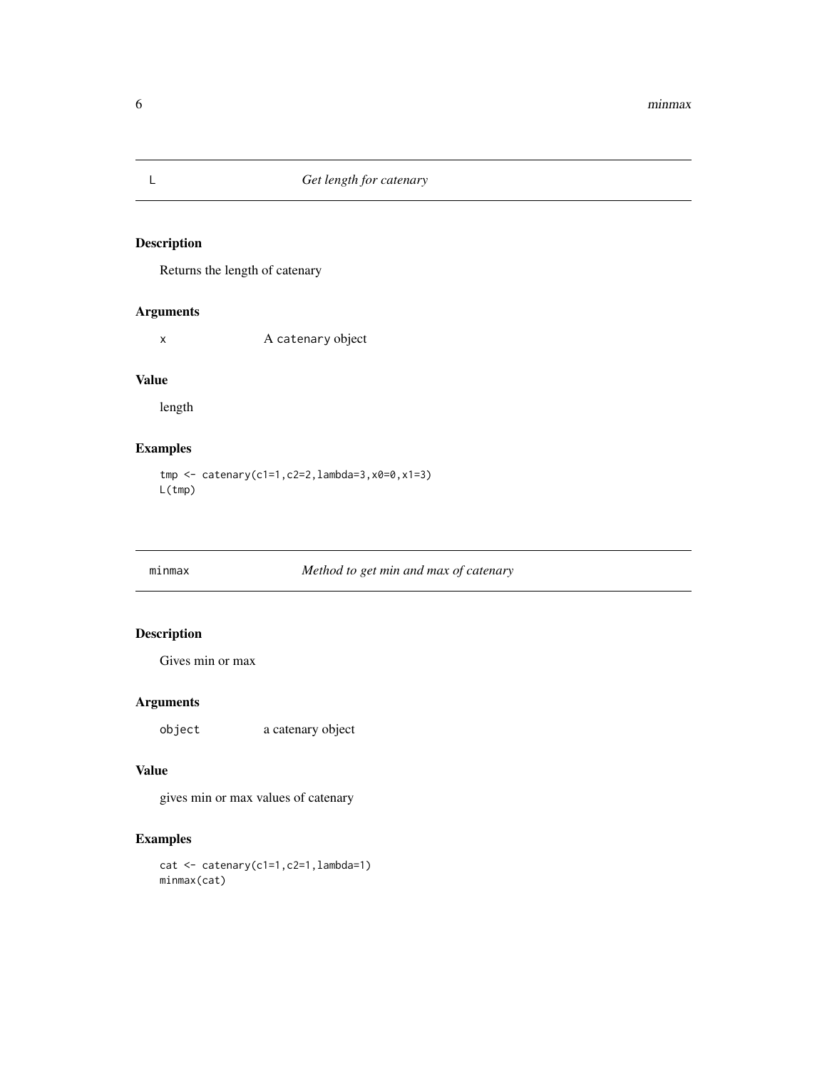## L — *Get length for catenary*

### Description

Returns the length of catenary

### Arguments

x — A catenary object

### Value

length

### Examples

```
tmp <- catenary(c1=1,c2=2,lambda=3,x0=0,x1=3)
L(tmp)
```

## minmax — *Method to get min and max of catenary*

### Description

Gives min or max

### Arguments

object — a catenary object

### Value

gives min or max values of catenary

### Examples

```
cat <- catenary(c1=1,c2=1,lambda=1)
minmax(cat)
```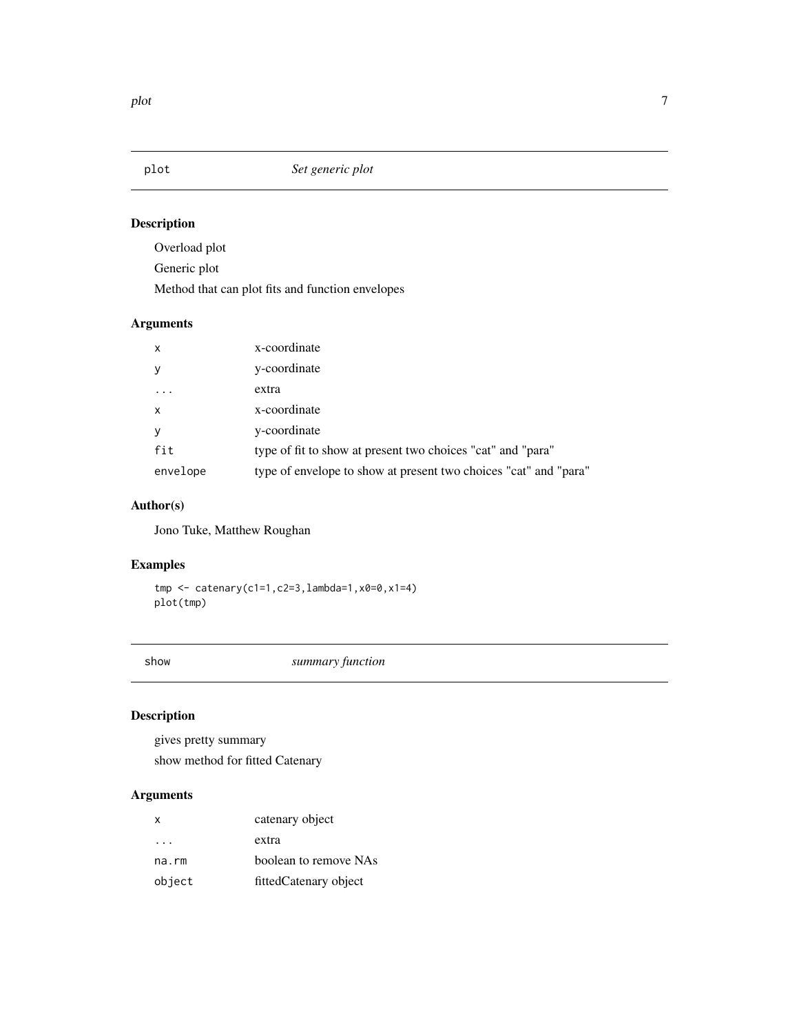## plot — *Set generic plot*

### Description

Overload plot

Generic plot

Method that can plot fits and function envelopes

### Arguments

| | |
|---|---|
| `x` | x-coordinate |
| `y` | y-coordinate |
| `...` | extra |
| `x` | x-coordinate |
| `y` | y-coordinate |
| `fit` | type of fit to show at present two choices "cat" and "para" |
| `envelope` | type of envelope to show at present two choices "cat" and "para" |

### Author(s)

Jono Tuke, Matthew Roughan

### Examples

```
tmp <- catenary(c1=1,c2=3,lambda=1,x0=0,x1=4)
plot(tmp)
```

## show — *summary function*

### Description

gives pretty summary

show method for fitted Catenary

### Arguments

| | |
|---|---|
| `x` | catenary object |
| `...` | extra |
| `na.rm` | boolean to remove NAs |
| `object` | fittedCatenary object |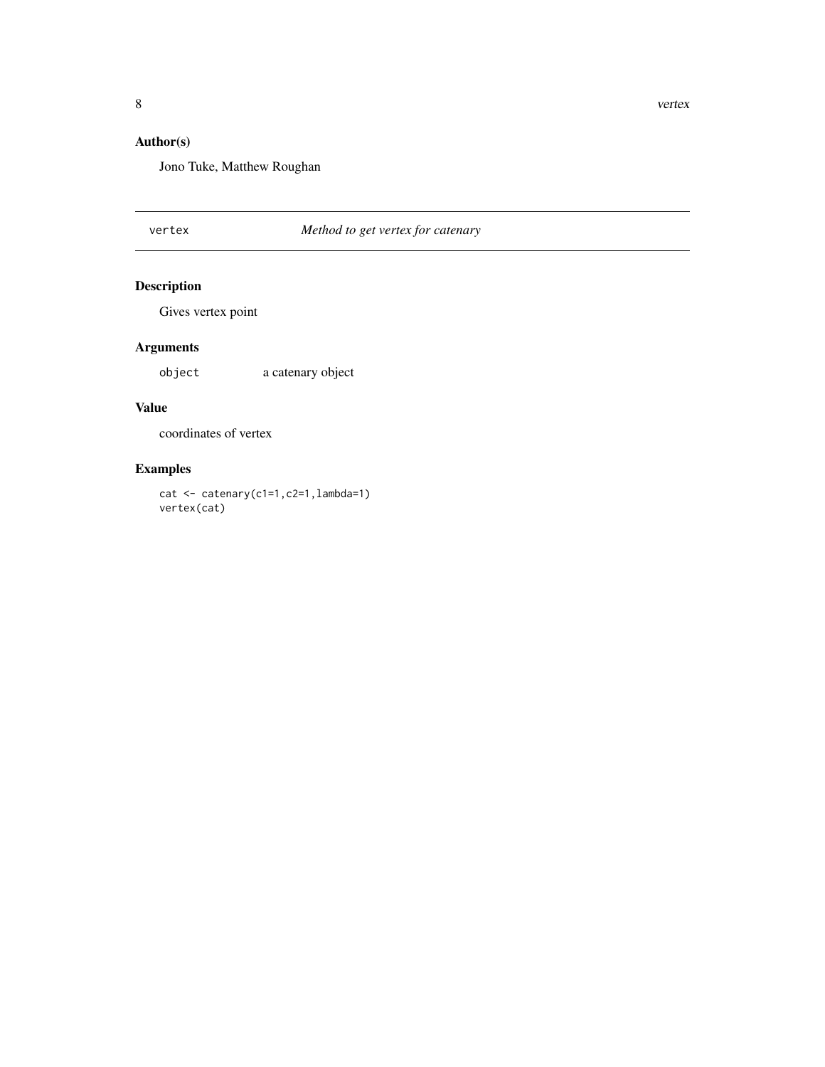## Author(s)

Jono Tuke, Matthew Roughan

---

vertex *Method to get vertex for catenary*

---

## Description

Gives vertex point

## Arguments

`object` a catenary object

## Value

coordinates of vertex

## Examples

```
cat <- catenary(c1=1,c2=1,lambda=1)
vertex(cat)
```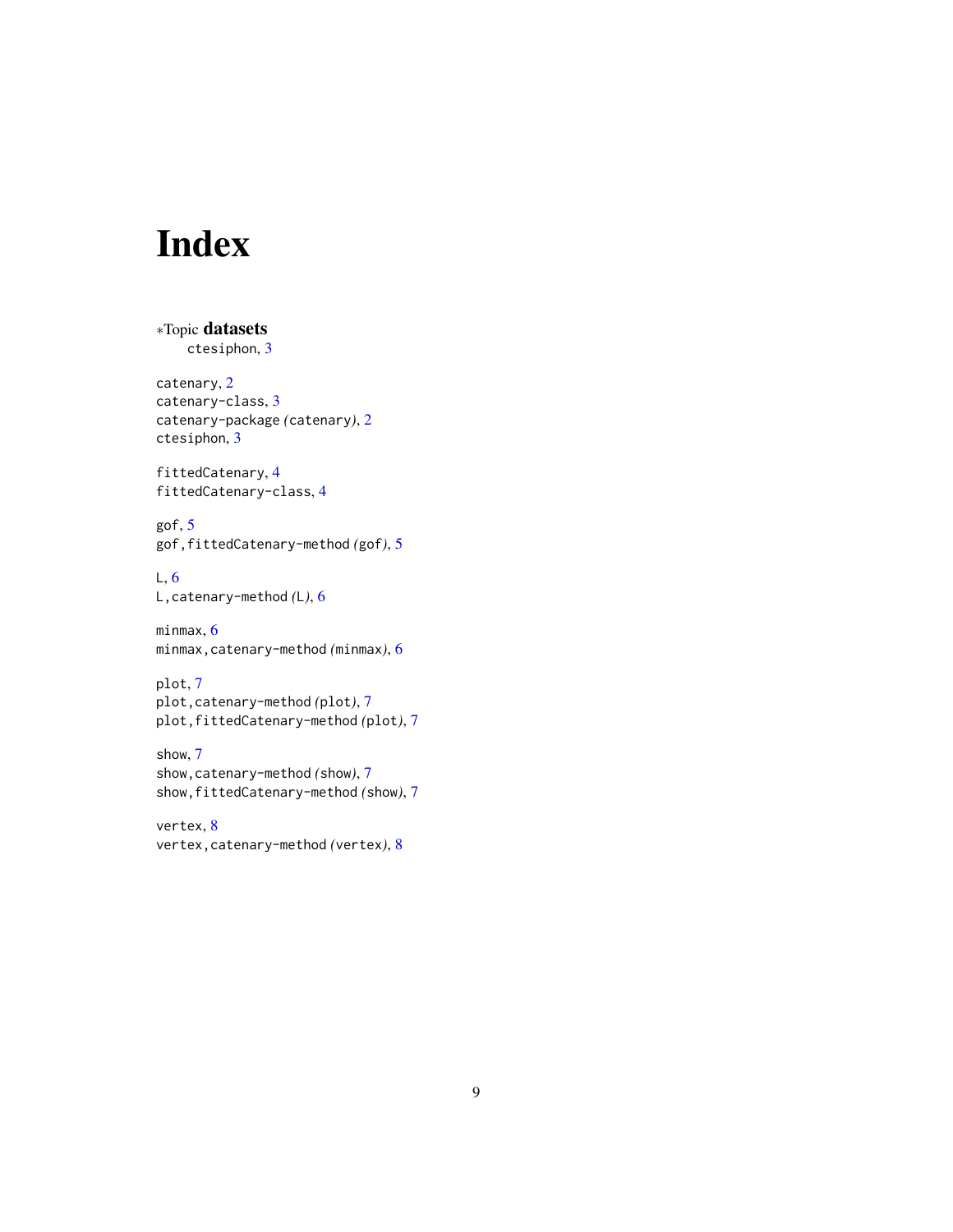# Index

*Topic **datasets**
    ctesiphon, 3

catenary, 2
catenary-class, 3
catenary-package *(*catenary*)*, 2
ctesiphon, 3

fittedCatenary, 4
fittedCatenary-class, 4

gof, 5
gof,fittedCatenary-method *(*gof*)*, 5

L, 6
L,catenary-method *(*L*)*, 6

minmax, 6
minmax,catenary-method *(*minmax*)*, 6

plot, 7
plot,catenary-method *(*plot*)*, 7
plot,fittedCatenary-method *(*plot*)*, 7

show, 7
show,catenary-method *(*show*)*, 7
show,fittedCatenary-method *(*show*)*, 7

vertex, 8
vertex,catenary-method *(*vertex*)*, 8